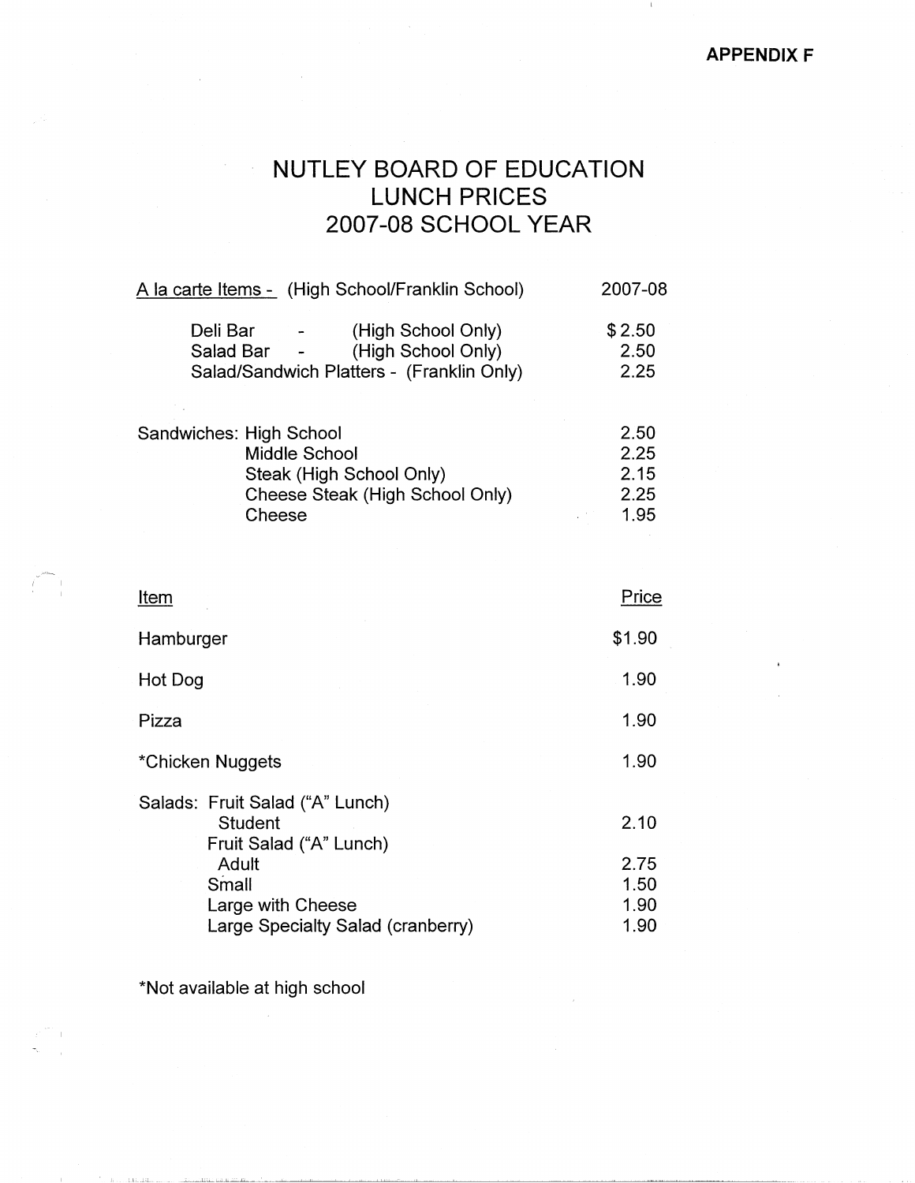APPENDIX F

# NUTLEY BOARD OF EDUCATION
# LUNCH PRICES
# 2007-08 SCHOOL YEAR

| A la carte Items - (High School/Franklin School) | 2007-08 |
|---|---|
| Deli Bar - (High School Only) | $ 2.50 |
| Salad Bar - (High School Only) | 2.50 |
| Salad/Sandwich Platters - (Franklin Only) | 2.25 |
| | |
| Sandwiches: High School | 2.50 |
| Middle School | 2.25 |
| Steak (High School Only) | 2.15 |
| Cheese Steak (High School Only) | 2.25 |
| Cheese | 1.95 |

| Item | Price |
|---|---|
| Hamburger | $1.90 |
| Hot Dog | 1.90 |
| Pizza | 1.90 |
| *Chicken Nuggets | 1.90 |
| Salads: Fruit Salad ("A" Lunch) Student | 2.10 |
| Fruit Salad ("A" Lunch) Adult | 2.75 |
| Small | 1.50 |
| Large with Cheese | 1.90 |
| Large Specialty Salad (cranberry) | 1.90 |

*Not available at high school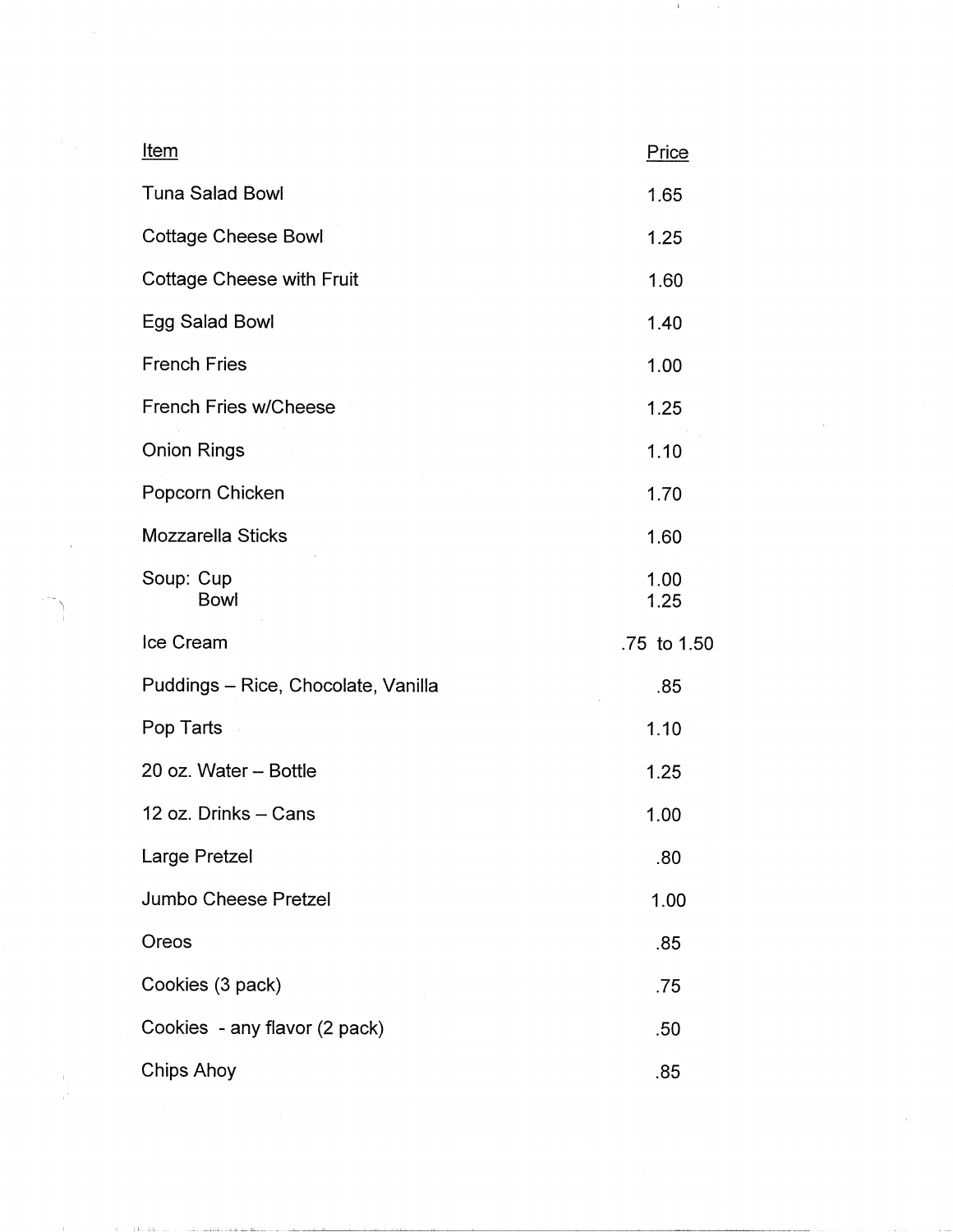| Item | Price |
| --- | --- |
| Tuna Salad Bowl | 1.65 |
| Cottage Cheese Bowl | 1.25 |
| Cottage Cheese with Fruit | 1.60 |
| Egg Salad Bowl | 1.40 |
| French Fries | 1.00 |
| French Fries w/Cheese | 1.25 |
| Onion Rings | 1.10 |
| Popcorn Chicken | 1.70 |
| Mozzarella Sticks | 1.60 |
| Soup: Cup | 1.00 |
| Bowl | 1.25 |
| Ice Cream | .75 to 1.50 |
| Puddings – Rice, Chocolate, Vanilla | .85 |
| Pop Tarts | 1.10 |
| 20 oz. Water – Bottle | 1.25 |
| 12 oz. Drinks – Cans | 1.00 |
| Large Pretzel | .80 |
| Jumbo Cheese Pretzel | 1.00 |
| Oreos | .85 |
| Cookies (3 pack) | .75 |
| Cookies - any flavor (2 pack) | .50 |
| Chips Ahoy | .85 |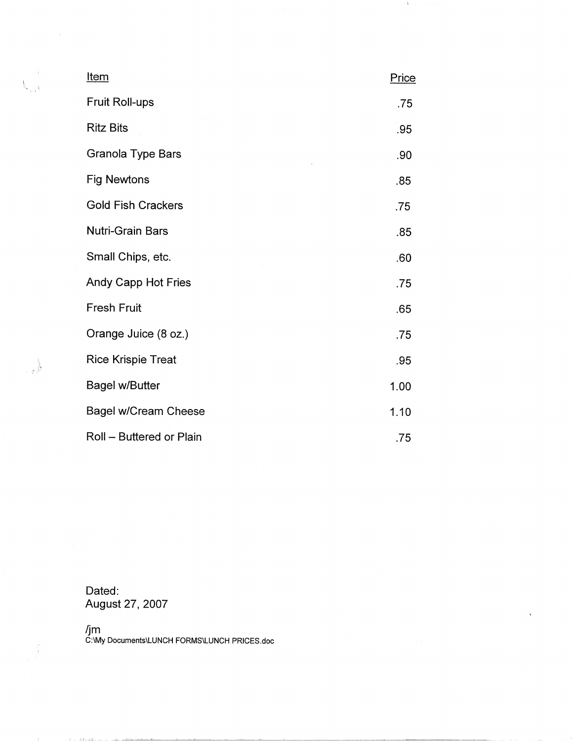| Item | Price |
|---|---|
| Fruit Roll-ups | .75 |
| Ritz Bits | .95 |
| Granola Type Bars | .90 |
| Fig Newtons | .85 |
| Gold Fish Crackers | .75 |
| Nutri-Grain Bars | .85 |
| Small Chips, etc. | .60 |
| Andy Capp Hot Fries | .75 |
| Fresh Fruit | .65 |
| Orange Juice (8 oz.) | .75 |
| Rice Krispie Treat | .95 |
| Bagel w/Butter | 1.00 |
| Bagel w/Cream Cheese | 1.10 |
| Roll – Buttered or Plain | .75 |

Dated:
August 27, 2007

/jm
C:\My Documents\LUNCH FORMS\LUNCH PRICES.doc